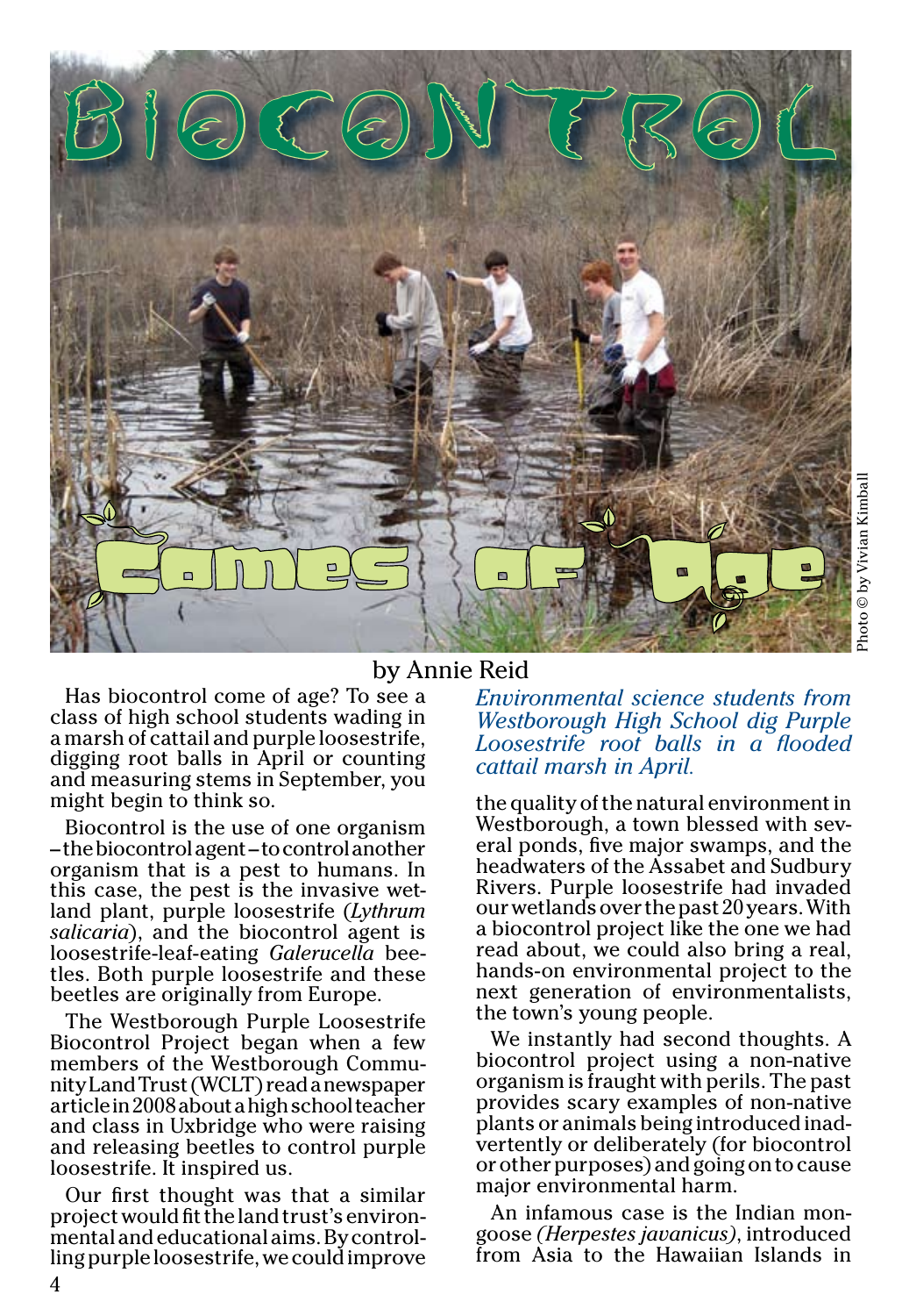# Biocontrol Comes of Age

by Annie Reid

*Environmental science students from Westborough High School dig Purple Loosestrife root balls in a flooded cattail marsh in April.*

Photo © by Vivian Kimball

Has biocontrol come of age? To see a class of high school students wading in a marsh of cattail and purple loosestrife, digging root balls in April or counting and measuring stems in September, you might begin to think so.

Biocontrol is the use of one organism – the biocontrol agent – to control another organism that is a pest to humans. In this case, the pest is the invasive wetland plant, purple loosestrife (*Lythrum salicaria*), and the biocontrol agent is loosestrife-leaf-eating *Galerucella* beetles. Both purple loosestrife and these beetles are originally from Europe.

The Westborough Purple Loosestrife Biocontrol Project began when a few members of the Westborough Community Land Trust (WCLT) read a newspaper article in 2008 about a high school teacher and class in Uxbridge who were raising and releasing beetles to control purple loosestrife. It inspired us.

Our first thought was that a similar project would fit the land trust's environmental and educational aims. By controlling purple loosestrife, we could improve the quality of the natural environment in Westborough, a town blessed with several ponds, five major swamps, and the headwaters of the Assabet and Sudbury Rivers. Purple loosestrife had invaded our wetlands over the past 20 years. With a biocontrol project like the one we had read about, we could also bring a real, hands-on environmental project to the next generation of environmentalists, the town's young people.

We instantly had second thoughts. A biocontrol project using a non-native organism is fraught with perils. The past provides scary examples of non-native plants or animals being introduced inadvertently or deliberately (for biocontrol or other purposes) and going on to cause major environmental harm.

An infamous case is the Indian mongoose *(Herpestes javanicus)*, introduced from Asia to the Hawaiian Islands in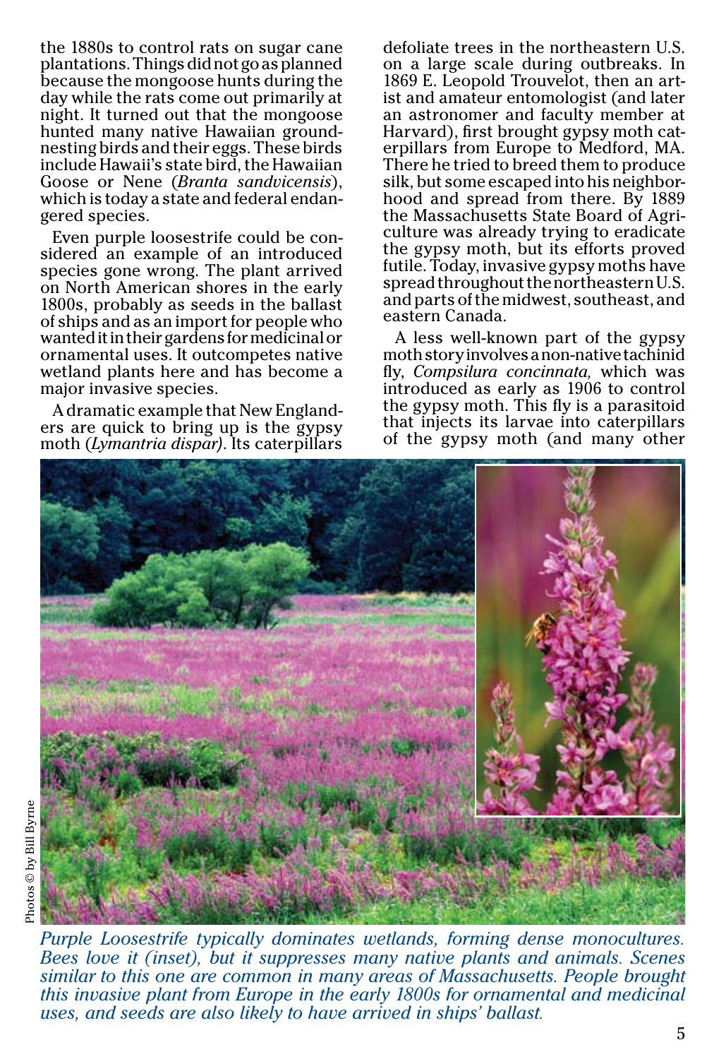the 1880s to control rats on sugar cane plantations. Things did not go as planned because the mongoose hunts during the day while the rats come out primarily at night. It turned out that the mongoose hunted many native Hawaiian ground-nesting birds and their eggs. These birds include Hawaii's state bird, the Hawaiian Goose or Nene (*Branta sandvicensis*), which is today a state and federal endangered species.

Even purple loosestrife could be considered an example of an introduced species gone wrong. The plant arrived on North American shores in the early 1800s, probably as seeds in the ballast of ships and as an import for people who wanted it in their gardens for medicinal or ornamental uses. It outcompetes native wetland plants here and has become a major invasive species.

A dramatic example that New Englanders are quick to bring up is the gypsy moth (*Lymantria dispar*). Its caterpillars defoliate trees in the northeastern U.S. on a large scale during outbreaks. In 1869 E. Leopold Trouvelot, then an artist and amateur entomologist (and later an astronomer and faculty member at Harvard), first brought gypsy moth caterpillars from Europe to Medford, MA. There he tried to breed them to produce silk, but some escaped into his neighborhood and spread from there. By 1889 the Massachusetts State Board of Agriculture was already trying to eradicate the gypsy moth, but its efforts proved futile. Today, invasive gypsy moths have spread throughout the northeastern U.S. and parts of the midwest, southeast, and eastern Canada.

A less well-known part of the gypsy moth story involves a non-native tachinid fly, *Compsilura concinnata,* which was introduced as early as 1906 to control the gypsy moth. This fly is a parasitoid that injects its larvae into caterpillars of the gypsy moth (and many other

Photos © by Bill Byrne

*Purple Loosestrife typically dominates wetlands, forming dense monocultures. Bees love it (inset), but it suppresses many native plants and animals. Scenes similar to this one are common in many areas of Massachusetts. People brought this invasive plant from Europe in the early 1800s for ornamental and medicinal uses, and seeds are also likely to have arrived in ships' ballast.*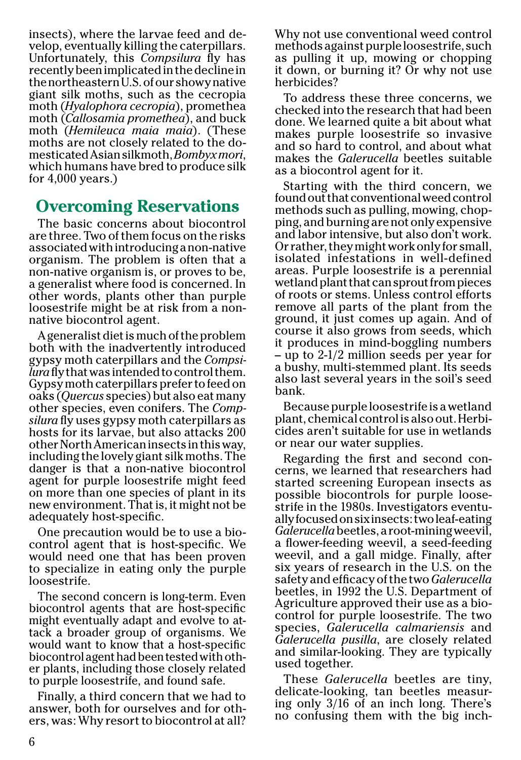insects), where the larvae feed and develop, eventually killing the caterpillars. Unfortunately, this *Compsilura* fly has recently been implicated in the decline in the northeastern U.S. of our showy native giant silk moths, such as the cecropia moth (*Hyalophora cecropia*), promethea moth (*Callosamia promethea*), and buck moth (*Hemileuca maia maia*). (These moths are not closely related to the domesticated Asian silkmoth, *Bombyx mori*, which humans have bred to produce silk for 4,000 years.)

## Overcoming Reservations

The basic concerns about biocontrol are three. Two of them focus on the risks associated with introducing a non-native organism. The problem is often that a non-native organism is, or proves to be, a generalist where food is concerned. In other words, plants other than purple loosestrife might be at risk from a non-native biocontrol agent.

A generalist diet is much of the problem both with the inadvertently introduced gypsy moth caterpillars and the *Compsilura* fly that was intended to control them. Gypsy moth caterpillars prefer to feed on oaks (*Quercus* species) but also eat many other species, even conifers. The *Compsilura* fly uses gypsy moth caterpillars as hosts for its larvae, but also attacks 200 other North American insects in this way, including the lovely giant silk moths. The danger is that a non-native biocontrol agent for purple loosestrife might feed on more than one species of plant in its new environment. That is, it might not be adequately host-specific.

One precaution would be to use a biocontrol agent that is host-specific. We would need one that has been proven to specialize in eating only the purple loosestrife.

The second concern is long-term. Even biocontrol agents that are host-specific might eventually adapt and evolve to attack a broader group of organisms. We would want to know that a host-specific biocontrol agent had been tested with other plants, including those closely related to purple loosestrife, and found safe.

Finally, a third concern that we had to answer, both for ourselves and for others, was: Why resort to biocontrol at all? Why not use conventional weed control methods against purple loosestrife, such as pulling it up, mowing or chopping it down, or burning it? Or why not use herbicides?

To address these three concerns, we checked into the research that had been done. We learned quite a bit about what makes purple loosestrife so invasive and so hard to control, and about what makes the *Galerucella* beetles suitable as a biocontrol agent for it.

Starting with the third concern, we found out that conventional weed control methods such as pulling, mowing, chopping, and burning are not only expensive and labor intensive, but also don't work. Or rather, they might work only for small, isolated infestations in well-defined areas. Purple loosestrife is a perennial wetland plant that can sprout from pieces of roots or stems. Unless control efforts remove all parts of the plant from the ground, it just comes up again. And of course it also grows from seeds, which it produces in mind-boggling numbers – up to 2-1/2 million seeds per year for a bushy, multi-stemmed plant. Its seeds also last several years in the soil's seed bank.

Because purple loosestrife is a wetland plant, chemical control is also out. Herbicides aren't suitable for use in wetlands or near our water supplies.

Regarding the first and second concerns, we learned that researchers had started screening European insects as possible biocontrols for purple loosestrife in the 1980s. Investigators eventually focused on six insects: two leaf-eating *Galerucella* beetles, a root-mining weevil, a flower-feeding weevil, a seed-feeding weevil, and a gall midge. Finally, after six years of research in the U.S. on the safety and efficacy of the two *Galerucella* beetles, in 1992 the U.S. Department of Agriculture approved their use as a biocontrol for purple loosestrife. The two species, *Galerucella calmariensis* and *Galerucella pusilla*, are closely related and similar-looking. They are typically used together.

These *Galerucella* beetles are tiny, delicate-looking, tan beetles measuring only 3/16 of an inch long. There's no confusing them with the big inch-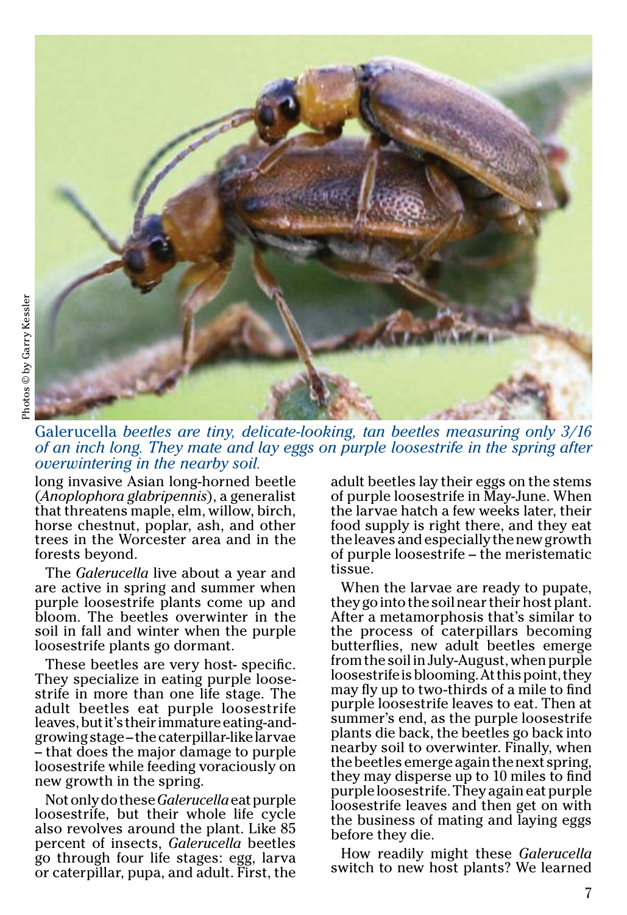Photos © by Garry Kessler

*Galerucella beetles are tiny, delicate-looking, tan beetles measuring only 3/16 of an inch long. They mate and lay eggs on purple loosestrife in the spring after overwintering in the nearby soil.*

long invasive Asian long-horned beetle (*Anoplophora glabripennis*), a generalist that threatens maple, elm, willow, birch, horse chestnut, poplar, ash, and other trees in the Worcester area and in the forests beyond.

The *Galerucella* live about a year and are active in spring and summer when purple loosestrife plants come up and bloom. The beetles overwinter in the soil in fall and winter when the purple loosestrife plants go dormant.

These beetles are very host- specific. They specialize in eating purple loosestrife in more than one life stage. The adult beetles eat purple loosestrife leaves, but it's their immature eating-and-growing stage – the caterpillar-like larvae – that does the major damage to purple loosestrife while feeding voraciously on new growth in the spring.

Not only do these *Galerucella* eat purple loosestrife, but their whole life cycle also revolves around the plant. Like 85 percent of insects, *Galerucella* beetles go through four life stages: egg, larva or caterpillar, pupa, and adult. First, the adult beetles lay their eggs on the stems of purple loosestrife in May-June. When the larvae hatch a few weeks later, their food supply is right there, and they eat the leaves and especially the new growth of purple loosestrife – the meristematic tissue.

When the larvae are ready to pupate, they go into the soil near their host plant. After a metamorphosis that's similar to the process of caterpillars becoming butterflies, new adult beetles emerge from the soil in July-August, when purple loosestrife is blooming. At this point, they may fly up to two-thirds of a mile to find purple loosestrife leaves to eat. Then at summer's end, as the purple loosestrife plants die back, the beetles go back into nearby soil to overwinter. Finally, when the beetles emerge again the next spring, they may disperse up to 10 miles to find purple loosestrife. They again eat purple loosestrife leaves and then get on with the business of mating and laying eggs before they die.

How readily might these *Galerucella* switch to new host plants? We learned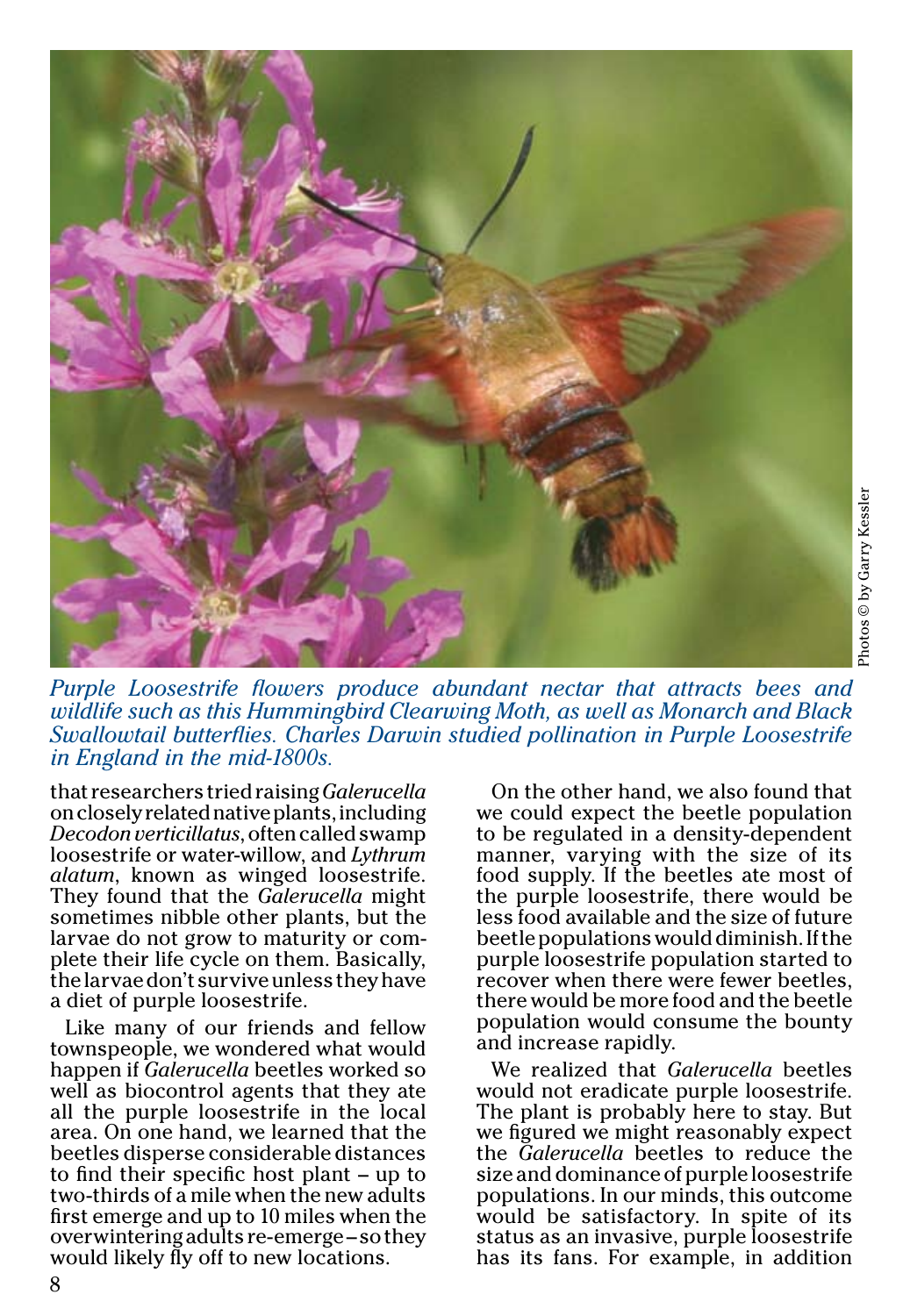*Purple Loosestrife flowers produce abundant nectar that attracts bees and wildlife such as this Hummingbird Clearwing Moth, as well as Monarch and Black Swallowtail butterflies. Charles Darwin studied pollination in Purple Loosestrife in England in the mid-1800s.*

Photos © by Garry Kessler

that researchers tried raising *Galerucella* on closely related native plants, including *Decodon verticillatus*, often called swamp loosestrife or water-willow, and *Lythrum alatum*, known as winged loosestrife. They found that the *Galerucella* might sometimes nibble other plants, but the larvae do not grow to maturity or complete their life cycle on them. Basically, the larvae don't survive unless they have a diet of purple loosestrife.

Like many of our friends and fellow townspeople, we wondered what would happen if *Galerucella* beetles worked so well as biocontrol agents that they ate all the purple loosestrife in the local area. On one hand, we learned that the beetles disperse considerable distances to find their specific host plant – up to two-thirds of a mile when the new adults first emerge and up to 10 miles when the overwintering adults re-emerge – so they would likely fly off to new locations.

On the other hand, we also found that we could expect the beetle population to be regulated in a density-dependent manner, varying with the size of its food supply. If the beetles ate most of the purple loosestrife, there would be less food available and the size of future beetle populations would diminish. If the purple loosestrife population started to recover when there were fewer beetles, there would be more food and the beetle population would consume the bounty and increase rapidly.

We realized that *Galerucella* beetles would not eradicate purple loosestrife. The plant is probably here to stay. But we figured we might reasonably expect the *Galerucella* beetles to reduce the size and dominance of purple loosestrife populations. In our minds, this outcome would be satisfactory. In spite of its status as an invasive, purple loosestrife has its fans. For example, in addition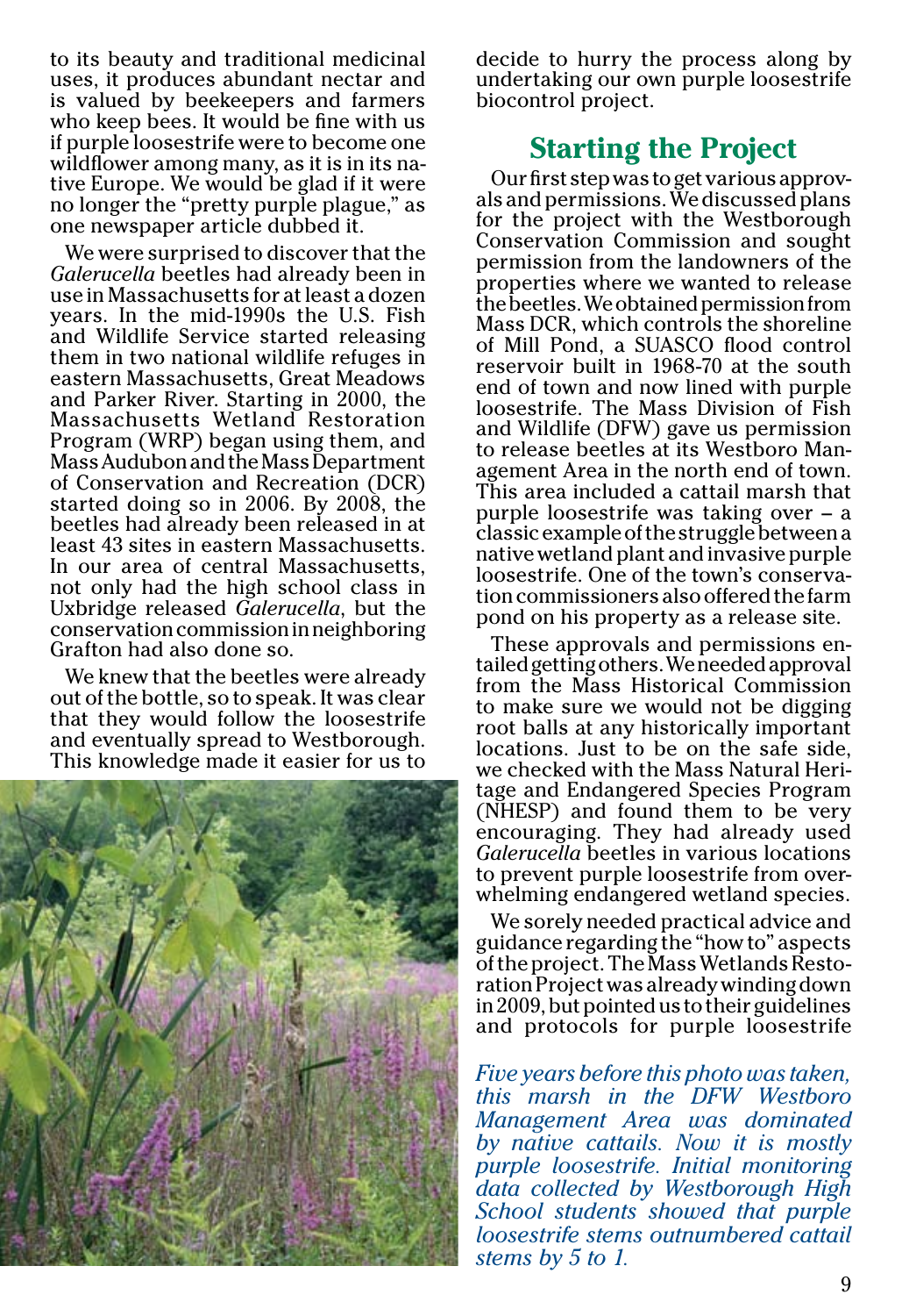to its beauty and traditional medicinal uses, it produces abundant nectar and is valued by beekeepers and farmers who keep bees. It would be fine with us if purple loosestrife were to become one wildflower among many, as it is in its native Europe. We would be glad if it were no longer the "pretty purple plague," as one newspaper article dubbed it.

We were surprised to discover that the *Galerucella* beetles had already been in use in Massachusetts for at least a dozen years. In the mid-1990s the U.S. Fish and Wildlife Service started releasing them in two national wildlife refuges in eastern Massachusetts, Great Meadows and Parker River. Starting in 2000, the Massachusetts Wetland Restoration Program (WRP) began using them, and Mass Audubon and the Mass Department of Conservation and Recreation (DCR) started doing so in 2006. By 2008, the beetles had already been released in at least 43 sites in eastern Massachusetts. In our area of central Massachusetts, not only had the high school class in Uxbridge released *Galerucella*, but the conservation commission in neighboring Grafton had also done so.

We knew that the beetles were already out of the bottle, so to speak. It was clear that they would follow the loosestrife and eventually spread to Westborough. This knowledge made it easier for us to decide to hurry the process along by undertaking our own purple loosestrife biocontrol project.

## Starting the Project

Our first step was to get various approvals and permissions. We discussed plans for the project with the Westborough Conservation Commission and sought permission from the landowners of the properties where we wanted to release the beetles. We obtained permission from Mass DCR, which controls the shoreline of Mill Pond, a SUASCO flood control reservoir built in 1968-70 at the south end of town and now lined with purple loosestrife. The Mass Division of Fish and Wildlife (DFW) gave us permission to release beetles at its Westboro Management Area in the north end of town. This area included a cattail marsh that purple loosestrife was taking over – a classic example of the struggle between a native wetland plant and invasive purple loosestrife. One of the town's conservation commissioners also offered the farm pond on his property as a release site.

These approvals and permissions entailed getting others. We needed approval from the Mass Historical Commission to make sure we would not be digging root balls at any historically important locations. Just to be on the safe side, we checked with the Mass Natural Heritage and Endangered Species Program (NHESP) and found them to be very encouraging. They had already used *Galerucella* beetles in various locations to prevent purple loosestrife from overwhelming endangered wetland species.

We sorely needed practical advice and guidance regarding the "how to" aspects of the project. The Mass Wetlands Restoration Project was already winding down in 2009, but pointed us to their guidelines and protocols for purple loosestrife

*Five years before this photo was taken, this marsh in the DFW Westboro Management Area was dominated by native cattails. Now it is mostly purple loosestrife. Initial monitoring data collected by Westborough High School students showed that purple loosestrife stems outnumbered cattail stems by 5 to 1.*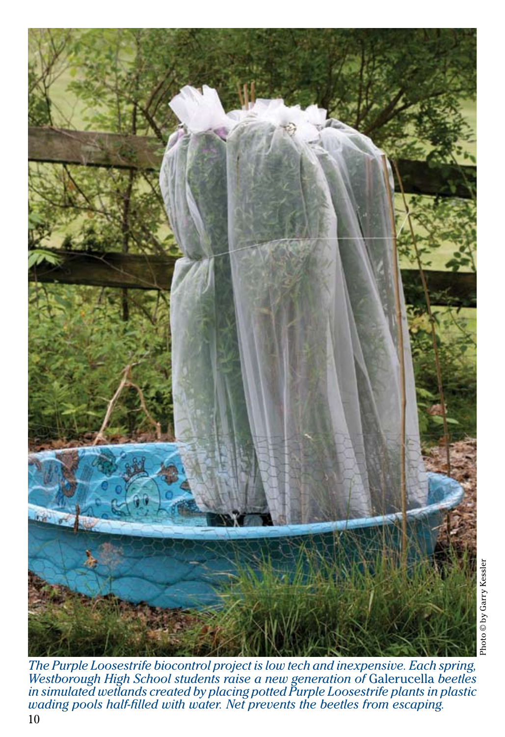Photo © by Garry Kessler

*The Purple Loosestrife biocontrol project is low tech and inexpensive. Each spring, Westborough High School students raise a new generation of* Galerucella *beetles in simulated wetlands created by placing potted Purple Loosestrife plants in plastic wading pools half-filled with water. Net prevents the beetles from escaping.*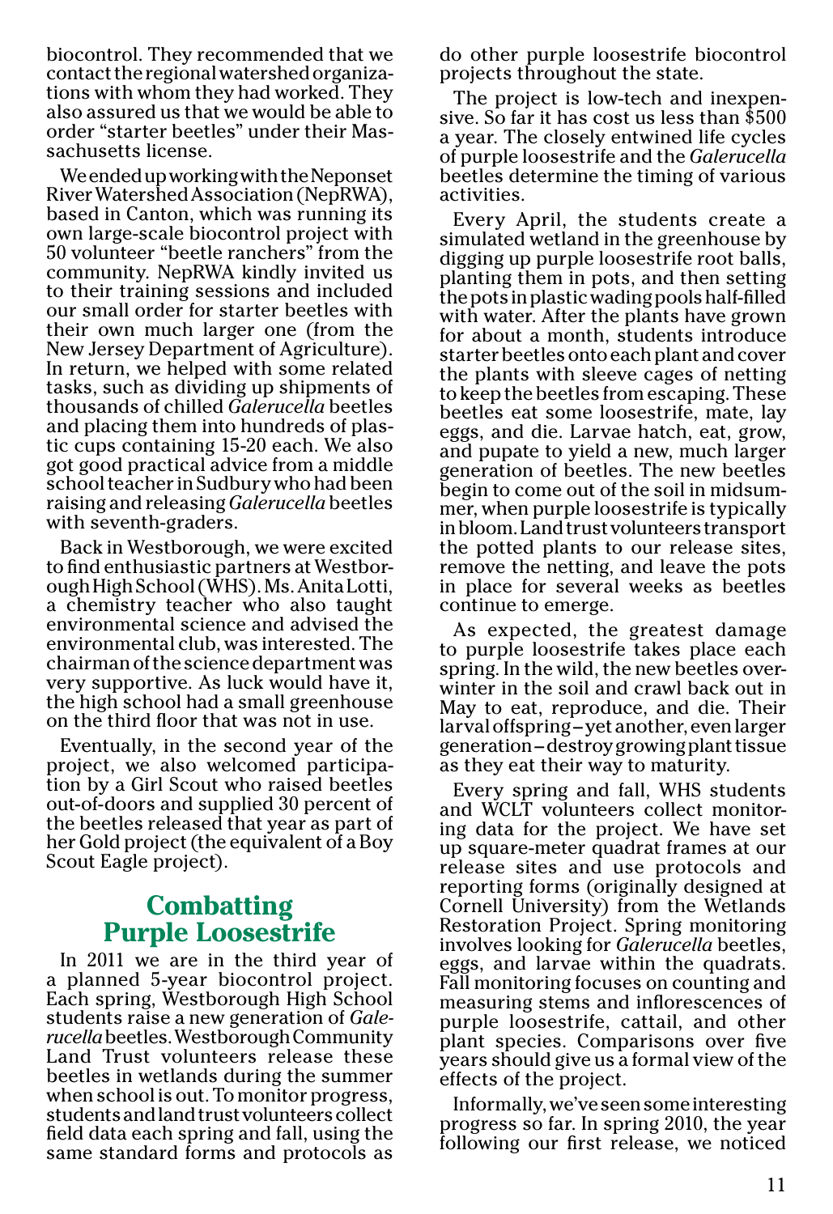biocontrol. They recommended that we contact the regional watershed organizations with whom they had worked. They also assured us that we would be able to order "starter beetles" under their Massachusetts license.

We ended up working with the Neponset River Watershed Association (NepRWA), based in Canton, which was running its own large-scale biocontrol project with 50 volunteer "beetle ranchers" from the community. NepRWA kindly invited us to their training sessions and included our small order for starter beetles with their own much larger one (from the New Jersey Department of Agriculture). In return, we helped with some related tasks, such as dividing up shipments of thousands of chilled *Galerucella* beetles and placing them into hundreds of plastic cups containing 15-20 each. We also got good practical advice from a middle school teacher in Sudbury who had been raising and releasing *Galerucella* beetles with seventh-graders.

Back in Westborough, we were excited to find enthusiastic partners at Westborough High School (WHS). Ms. Anita Lotti, a chemistry teacher who also taught environmental science and advised the environmental club, was interested. The chairman of the science department was very supportive. As luck would have it, the high school had a small greenhouse on the third floor that was not in use.

Eventually, in the second year of the project, we also welcomed participation by a Girl Scout who raised beetles out-of-doors and supplied 30 percent of the beetles released that year as part of her Gold project (the equivalent of a Boy Scout Eagle project).

## Combatting Purple Loosestrife

In 2011 we are in the third year of a planned 5-year biocontrol project. Each spring, Westborough High School students raise a new generation of *Galerucella* beetles. Westborough Community Land Trust volunteers release these beetles in wetlands during the summer when school is out. To monitor progress, students and land trust volunteers collect field data each spring and fall, using the same standard forms and protocols as do other purple loosestrife biocontrol projects throughout the state.

The project is low-tech and inexpensive. So far it has cost us less than $500 a year. The closely entwined life cycles of purple loosestrife and the *Galerucella* beetles determine the timing of various activities.

Every April, the students create a simulated wetland in the greenhouse by digging up purple loosestrife root balls, planting them in pots, and then setting the pots in plastic wading pools half-filled with water. After the plants have grown for about a month, students introduce starter beetles onto each plant and cover the plants with sleeve cages of netting to keep the beetles from escaping. These beetles eat some loosestrife, mate, lay eggs, and die. Larvae hatch, eat, grow, and pupate to yield a new, much larger generation of beetles. The new beetles begin to come out of the soil in midsummer, when purple loosestrife is typically in bloom. Land trust volunteers transport the potted plants to our release sites, remove the netting, and leave the pots in place for several weeks as beetles continue to emerge.

As expected, the greatest damage to purple loosestrife takes place each spring. In the wild, the new beetles overwinter in the soil and crawl back out in May to eat, reproduce, and die. Their larval offspring – yet another, even larger generation – destroy growing plant tissue as they eat their way to maturity.

Every spring and fall, WHS students and WCLT volunteers collect monitoring data for the project. We have set up square-meter quadrat frames at our release sites and use protocols and reporting forms (originally designed at Cornell University) from the Wetlands Restoration Project. Spring monitoring involves looking for *Galerucella* beetles, eggs, and larvae within the quadrats. Fall monitoring focuses on counting and measuring stems and inflorescences of purple loosestrife, cattail, and other plant species. Comparisons over five years should give us a formal view of the effects of the project.

Informally, we've seen some interesting progress so far. In spring 2010, the year following our first release, we noticed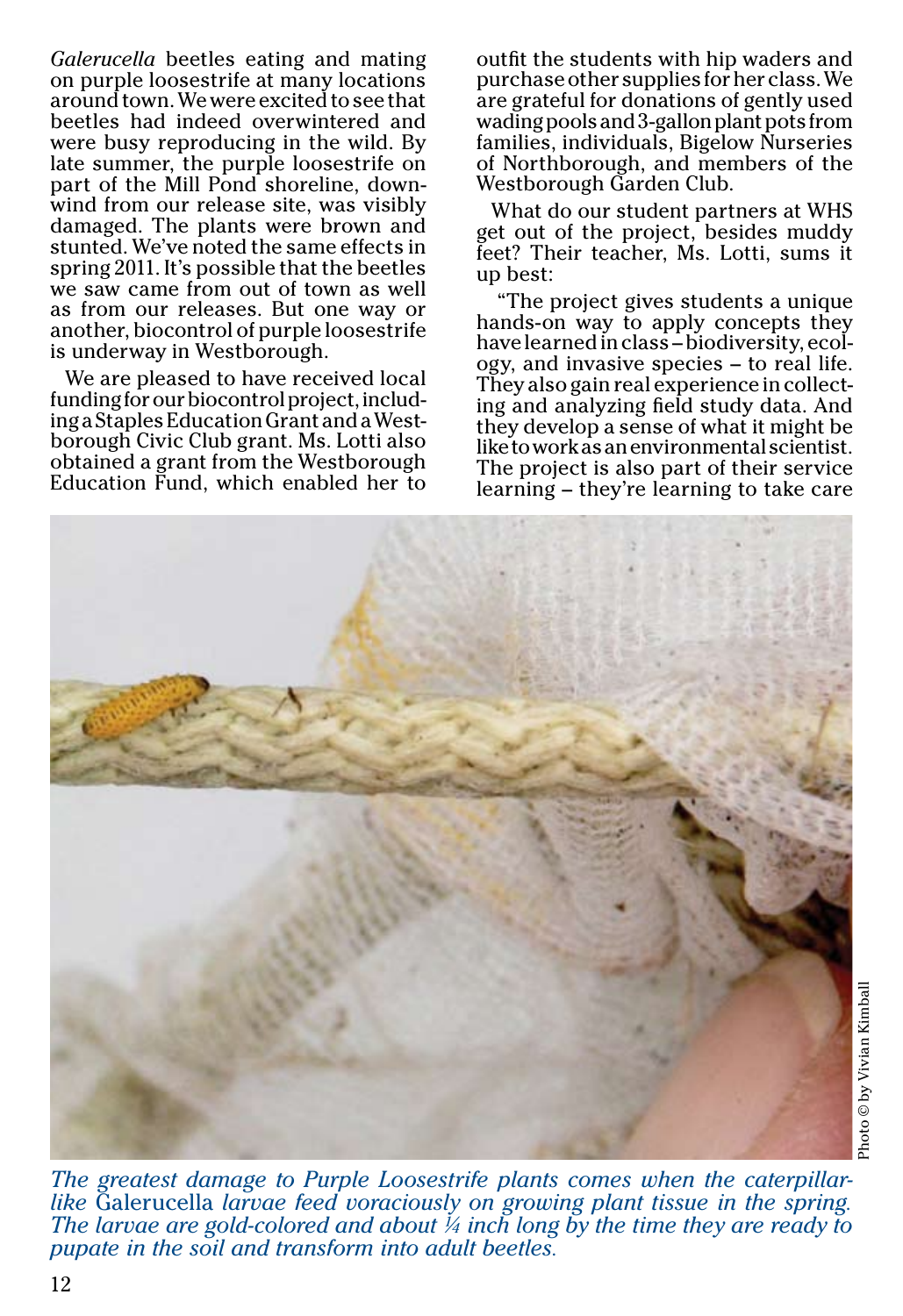*Galerucella* beetles eating and mating on purple loosestrife at many locations around town. We were excited to see that beetles had indeed overwintered and were busy reproducing in the wild. By late summer, the purple loosestrife on part of the Mill Pond shoreline, downwind from our release site, was visibly damaged. The plants were brown and stunted. We've noted the same effects in spring 2011. It's possible that the beetles we saw came from out of town as well as from our releases. But one way or another, biocontrol of purple loosestrife is underway in Westborough.

We are pleased to have received local funding for our biocontrol project, including a Staples Education Grant and a Westborough Civic Club grant. Ms. Lotti also obtained a grant from the Westborough Education Fund, which enabled her to outfit the students with hip waders and purchase other supplies for her class. We are grateful for donations of gently used wading pools and 3-gallon plant pots from families, individuals, Bigelow Nurseries of Northborough, and members of the Westborough Garden Club.

What do our student partners at WHS get out of the project, besides muddy feet? Their teacher, Ms. Lotti, sums it up best:

"The project gives students a unique hands-on way to apply concepts they have learned in class – biodiversity, ecology, and invasive species – to real life. They also gain real experience in collecting and analyzing field study data. And they develop a sense of what it might be like to work as an environmental scientist. The project is also part of their service learning – they're learning to take care

Photo © by Vivian Kimball

*The greatest damage to Purple Loosestrife plants comes when the caterpillar-like* Galerucella *larvae feed voraciously on growing plant tissue in the spring. The larvae are gold-colored and about ¼ inch long by the time they are ready to pupate in the soil and transform into adult beetles.*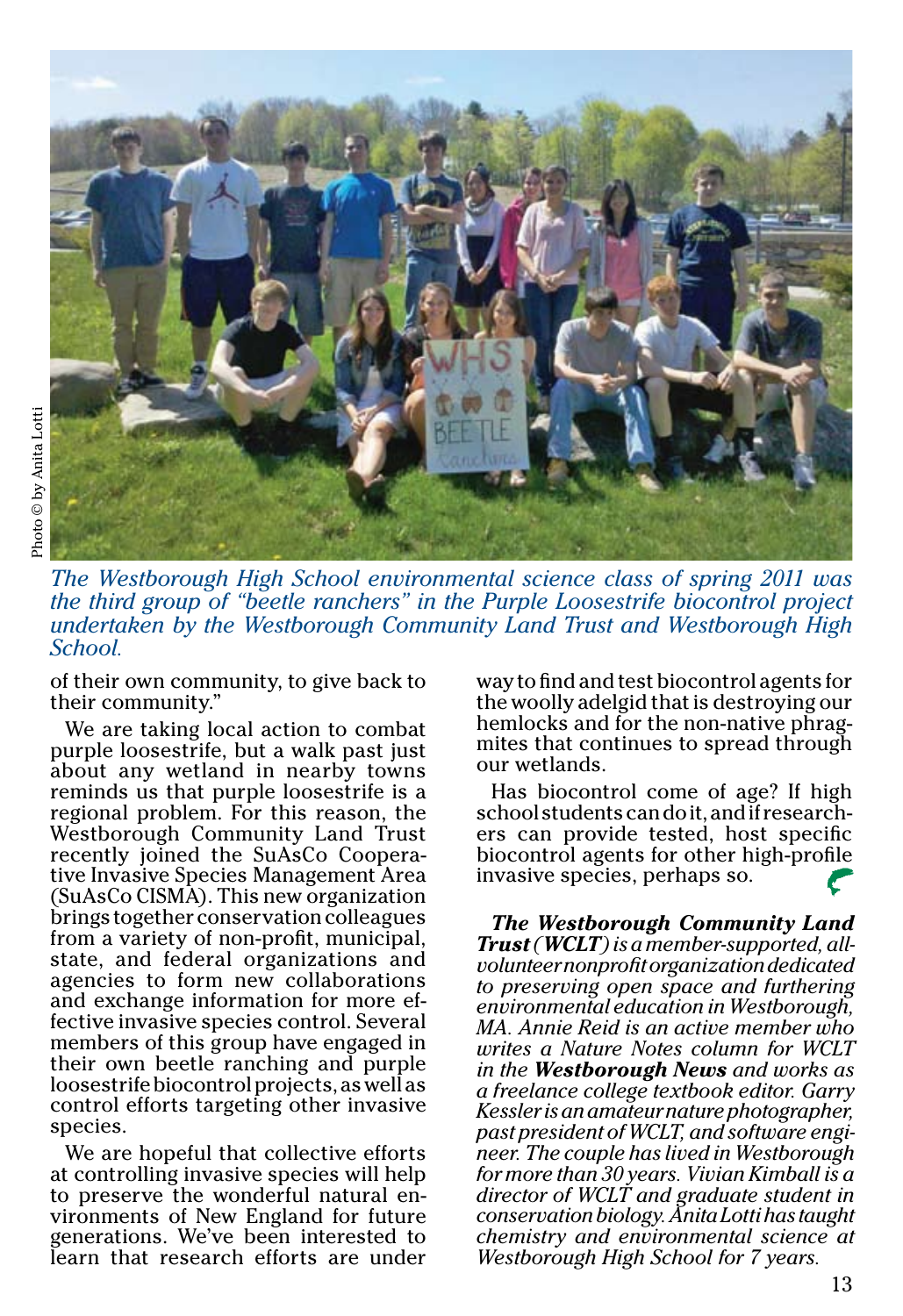Photo © by Anita Lotti

*The Westborough High School environmental science class of spring 2011 was the third group of "beetle ranchers" in the Purple Loosestrife biocontrol project undertaken by the Westborough Community Land Trust and Westborough High School.*

of their own community, to give back to their community."

We are taking local action to combat purple loosestrife, but a walk past just about any wetland in nearby towns reminds us that purple loosestrife is a regional problem. For this reason, the Westborough Community Land Trust recently joined the SuAsCo Cooperative Invasive Species Management Area (SuAsCo CISMA). This new organization brings together conservation colleagues from a variety of non-profit, municipal, state, and federal organizations and agencies to form new collaborations and exchange information for more effective invasive species control. Several members of this group have engaged in their own beetle ranching and purple loosestrife biocontrol projects, as well as control efforts targeting other invasive species.

We are hopeful that collective efforts at controlling invasive species will help to preserve the wonderful natural environments of New England for future generations. We've been interested to learn that research efforts are under way to find and test biocontrol agents for the woolly adelgid that is destroying our hemlocks and for the non-native phragmites that continues to spread through our wetlands.

Has biocontrol come of age? If high school students can do it, and if researchers can provide tested, host specific biocontrol agents for other high-profile invasive species, perhaps so.

***The Westborough Community Land Trust (WCLT)** is a member-supported, all-volunteer nonprofit organization dedicated to preserving open space and furthering environmental education in Westborough, MA. Annie Reid is an active member who writes a Nature Notes column for WCLT in the **Westborough News** and works as a freelance college textbook editor. Garry Kessler is an amateur nature photographer, past president of WCLT, and software engineer. The couple has lived in Westborough for more than 30 years. Vivian Kimball is a director of WCLT and graduate student in conservation biology. Anita Lotti has taught chemistry and environmental science at Westborough High School for 7 years.*